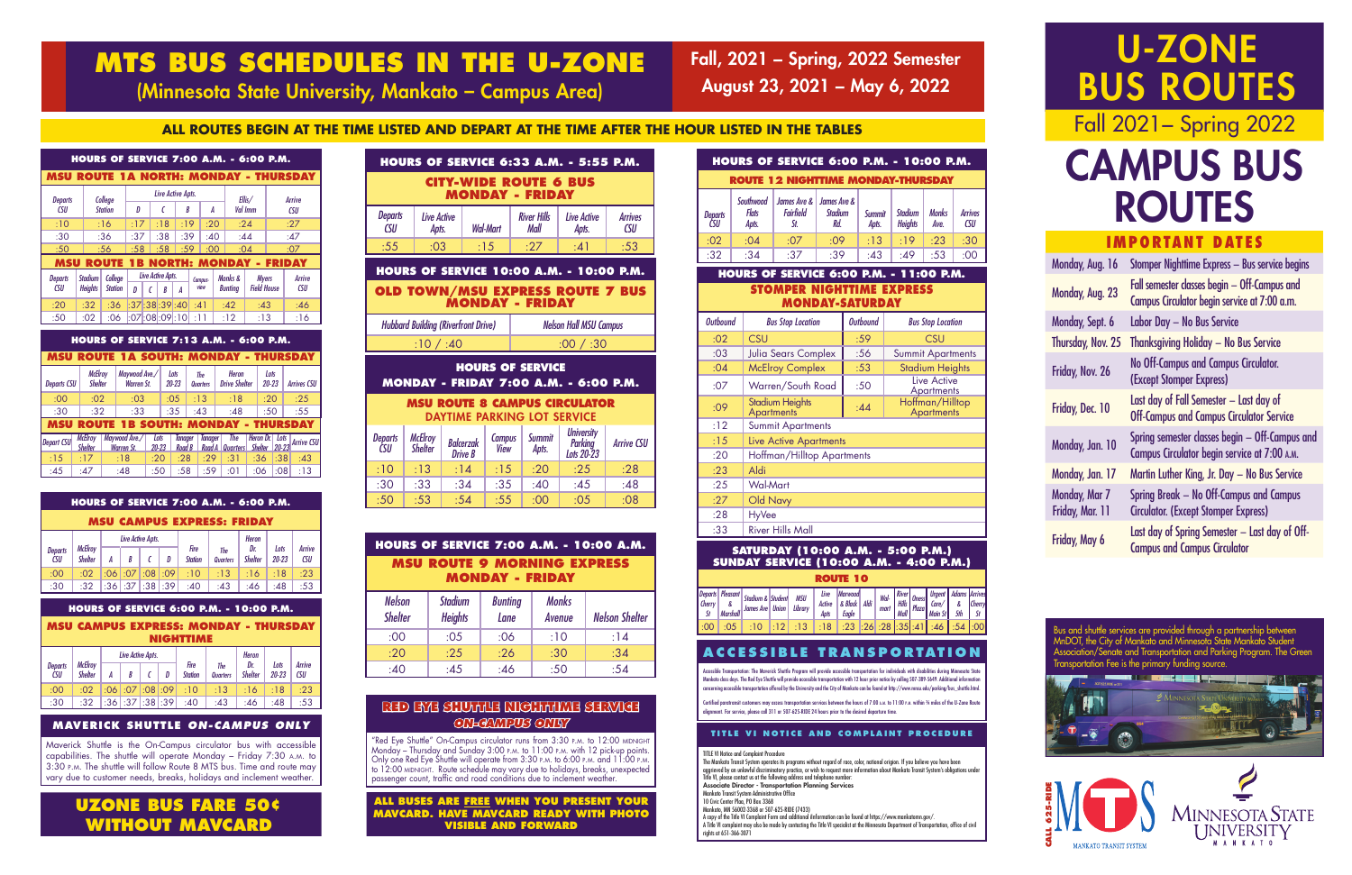# MTS BUS SCHEDULES IN THE U-ZONE

## (Minnesota State University, Mankato – Campus Area)

**Fall, 2021 – Spring, 2022 Semester**
**August 23, 2021 – May 6, 2022**

**ALL ROUTES BEGIN AT THE TIME LISTED AND DEPART AT THE TIME AFTER THE HOUR LISTED IN THE TABLES**

### HOURS OF SERVICE 7:00 A.M. - 6:00 P.M.

#### MSU ROUTE 1A NORTH: MONDAY - THURSDAY

| Departs CSU | College Station | Live Active Apts. D | C | B | A | Ellis/ Val Imm | Arrive CSU |
|---|---|---|---|---|---|---|---|
| :10 | :16 | :17 | :18 | :19 | :20 | :24 | :27 |
| :30 | :36 | :37 | :38 | :39 | :40 | :44 | :47 |
| :50 | :56 | :58 | :58 | :59 | :00 | :04 | :07 |

#### MSU ROUTE 1B NORTH: MONDAY - FRIDAY

| Departs CSU | Stadium Heights | College Station | Live Active Apts. D | C | B | A | Campus View | Monks & Bunting | Myers Field House | Arrive CSU |
|---|---|---|---|---|---|---|---|---|---|---|
| :20 | :32 | :36 | :37 | :38 | :39 | :40 | :41 | :42 | :43 | :46 |
| :50 | :02 | :06 | :07 | :08 | :09 | :10 | :11 | :12 | :13 | :16 |

### HOURS OF SERVICE 7:13 A.M. - 6:00 P.M.

#### MSU ROUTE 1A SOUTH: MONDAY - THURSDAY

| Departs CSU | McElroy Shelter | Maywood Ave./ Warren St. | Lots 20-23 | The Quarters | Heron Drive Shelter | Lots 20-23 | Arrives CSU |
|---|---|---|---|---|---|---|---|
| :00 | :02 | :03 | :05 | :13 | :18 | :20 | :25 |
| :30 | :32 | :33 | :35 | :43 | :48 | :50 | :55 |

#### MSU ROUTE 1B SOUTH: MONDAY - THURSDAY

| Depart CSU | McElroy Shelter | Maywood Ave./ Warren St. | Lots 20-23 | Tanager Road B | Tanager Road A | The Quarters | Heron Dr. Shelter | Lots 20-23 | Arrive CSU |
|---|---|---|---|---|---|---|---|---|---|
| :15 | :17 | :18 | :20 | :28 | :29 | :31 | :36 | :38 | :43 |
| :45 | :47 | :48 | :50 | :58 | :59 | :01 | :06 | :08 | :13 |

### HOURS OF SERVICE 7:00 A.M. - 6:00 P.M.

#### MSU CAMPUS EXPRESS: FRIDAY

| Departs CSU | McElroy Shelter | Live Active Apts. A | B | C | D | Fire Station | The Quarters | Heron Dr. Shelter | Lots 20-23 | Arrive CSU |
|---|---|---|---|---|---|---|---|---|---|---|
| :00 | :02 | :06 | :07 | :08 | :09 | :10 | :13 | :16 | :18 | :23 |
| :30 | :32 | :36 | :37 | :38 | :39 | :40 | :43 | :46 | :48 | :53 |

### HOURS OF SERVICE 6:00 P.M. - 10:00 P.M.

#### MSU CAMPUS EXPRESS: MONDAY - THURSDAY NIGHTTIME

| Departs CSU | McElroy Shelter | Live Active Apts. A | B | C | D | Fire Station | The Quarters | Heron Dr. Shelter | Lots 20-23 | Arrive CSU |
|---|---|---|---|---|---|---|---|---|---|---|
| :00 | :02 | :06 | :07 | :08 | :09 | :10 | :13 | :16 | :18 | :23 |
| :30 | :32 | :36 | :37 | :38 | :39 | :40 | :43 | :46 | :48 | :53 |

### MAVERICK SHUTTLE *ON-CAMPUS ONLY*

Maverick Shuttle is the On-Campus circulator bus with accessible capabilities. The shuttle will operate Monday – Friday 7:30 A.M. to 3:30 P.M. The shuttle will follow Route 8 MTS bus. Time and route may vary due to customer needs, breaks, holidays and inclement weather.

**UZONE BUS FARE 50¢ WITHOUT MAVCARD**

### HOURS OF SERVICE 6:33 A.M. - 5:55 P.M.

#### CITY-WIDE ROUTE 6 BUS MONDAY - FRIDAY

| Departs CSU | Live Active Apts. | Wal-Mart | River Hills Mall | Live Active Apts. | Arrives CSU |
|---|---|---|---|---|---|
| :55 | :03 | :15 | :27 | :41 | :53 |

### HOURS OF SERVICE 10:00 A.M. - 10:00 P.M.

#### OLD TOWN/MSU EXPRESS ROUTE 7 BUS MONDAY - FRIDAY

| Hubbard Building (Riverfront Drive) | Nelson Hall MSU Campus |
|---|---|
| :10 / :40 | :00 / :30 |

### HOURS OF SERVICE MONDAY - FRIDAY 7:00 A.M. - 6:00 P.M.

#### MSU ROUTE 8 CAMPUS CIRCULATOR DAYTIME PARKING LOT SERVICE

| Departs CSU | McElroy Shelter | Balcerzak Drive B | Campus View | Summit Apts. | University Parking Lots 20-23 | Arrive CSU |
|---|---|---|---|---|---|---|
| :10 | :13 | :14 | :15 | :20 | :25 | :28 |
| :30 | :33 | :34 | :35 | :40 | :45 | :48 |
| :50 | :53 | :54 | :55 | :00 | :05 | :08 |

### HOURS OF SERVICE 7:00 A.M. - 10:00 A.M.

#### MSU ROUTE 9 MORNING EXPRESS MONDAY - FRIDAY

| Nelson Shelter | Stadium Heights | Bunting Lane | Monks Avenue | Nelson Shelter |
|---|---|---|---|---|
| :00 | :05 | :06 | :10 | :14 |
| :20 | :25 | :26 | :30 | :34 |
| :40 | :45 | :46 | :50 | :54 |

### RED EYE SHUTTLE NIGHTTIME SERVICE *ON-CAMPUS ONLY*

"Red Eye Shuttle" On-Campus circulator runs from 3:30 P.M. to 12:00 MIDNIGHT Monday – Thursday and Sunday 3:00 P.M. to 11:00 P.M. with 12 pick-up points. Only one Red Eye Shuttle will operate from 3:30 P.M. to 6:00 P.M. and 11:00 P.M. to 12:00 MIDNIGHT. Route schedule may vary due to holidays, breaks, unexpected passenger count, traffic and road conditions due to inclement weather.

**ALL BUSES ARE FREE WHEN YOU PRESENT YOUR MAVCARD. HAVE MAVCARD READY WITH PHOTO VISIBLE AND FORWARD**

### HOURS OF SERVICE 6:00 P.M. - 10:00 P.M.

#### ROUTE 12 NIGHTTIME MONDAY-THURSDAY

| Departs CSU | Southwood Flats Apts. | James Ave & Fairfield St. | James Ave & Stadium Rd. | Summit Apts. | Stadium Heights | Monks Ave. | Arrives CSU |
|---|---|---|---|---|---|---|---|
| :02 | :04 | :07 | :09 | :13 | :19 | :23 | :30 |
| :32 | :34 | :37 | :39 | :43 | :49 | :53 | :00 |

### HOURS OF SERVICE 6:00 P.M. - 11:00 P.M.

#### STOMPER NIGHTTIME EXPRESS MONDAY-SATURDAY

| Outbound | Bus Stop Location | Outbound | Bus Stop Location |
|---|---|---|---|
| :02 | CSU | :59 | CSU |
| :03 | Julia Sears Complex | :56 | Summit Apartments |
| :04 | McElroy Complex | :53 | Stadium Heights |
| :07 | Warren/South Road | :50 | Live Active Apartments |
| :09 | Stadium Heights Apartments | :44 | Hoffman/Hilltop Apartments |
| :12 | Summit Apartments | | |
| :15 | Live Active Apartments | | |
| :20 | Hoffman/Hilltop Apartments | | |
| :23 | Aldi | | |
| :25 | Wal-Mart | | |
| :27 | Old Navy | | |
| :28 | HyVee | | |
| :33 | River Hills Mall | | |

### SATURDAY (10:00 A.M. - 5:00 P.M.) SUNDAY SERVICE (10:00 A.M. - 4:00 P.M.)

#### ROUTE 10

| Departs Cherry St | Pleasant & Marshall | Stadium & James Ave | Student Union | MSU Library | Live Active Apts | Maywood & Black Eagle | Aldi | Wal-mart | River Hills Mall | Orness Plaza | Urgent Care/ Main St | Adams & 5th | Arrives Cherry St |
|---|---|---|---|---|---|---|---|---|---|---|---|---|---|
| :00 | :05 | :10 | :12 | :13 | :18 | :23 | :26 | :28 | :35 | :41 | :46 | :54 | :00 |

### ACCESSIBLE TRANSPORTATION

Accessible Transportation: The Maverick Shuttle Program will provide accessible transportation for individuals with disabilities during Minnesota State Mankato class days. The Red Eye Shuttle will provide accessible transportation with 12 hour prior notice by calling 507-389-5649. Additional information concerning accessible transportation offered by the University and the City of Mankato can be found at http://www.mnsu.edu/parking/bus_shuttle.html.

Certified paratransit customers may access transportation services between the hours of 7:00 A.M. to 11:00 P.M. within ¾ miles of the U-Zone Route alignment. For service, please call 311 or 507-625-RIDE 24 hours prior to the desired departure time.

### TITLE VI NOTICE AND COMPLAINT PROCEDURE

TITLE VI Notice and Complaint Procedure
The Mankato Transit System operates its programs without regard of race, color, national origin. If you believe you have been aggrieved by an unlawful discriminatory practice, or wish to request more information about Mankato Transit System's obligations under Title VI, please contact us at the following address and telephone number:
**Associate Director - Transportation Planning Services**
Mankato Transit System Administrative Office
10 Civic Center Plaza, PO Box 3368
Mankato, MN 56002-3368 or 507-625-RIDE (7433)
A copy of the Title VI Complaint Form and additional information can be found at https://www.mankatomn.gov/.
A Title VI complaint may also be made by contacting the Title VI specialist at the Minnesota Department of Transportation, office of civil rights at 651-366-3071

# U-ZONE BUS ROUTES

## Fall 2021– Spring 2022

# CAMPUS BUS ROUTES

### IMPORTANT DATES

| Date | Event |
|---|---|
| Monday, Aug. 16 | Stomper Nighttime Express – Bus service begins |
| Monday, Aug. 23 | Fall semester classes begin – Off-Campus and Campus Circulator begin service at 7:00 a.m. |
| Monday, Sept. 6 | Labor Day – No Bus Service |
| Thursday, Nov. 25 | Thanksgiving Holiday – No Bus Service |
| Friday, Nov. 26 | No Off-Campus and Campus Circulator. (Except Stomper Express) |
| Friday, Dec. 10 | Last day of Fall Semester – Last day of Off-Campus and Campus Circulator Service |
| Monday, Jan. 10 | Spring semester classes begin – Off-Campus and Campus Circulator begin service at 7:00 A.M. |
| Monday, Jan. 17 | Martin Luther King, Jr. Day – No Bus Service |
| Monday, Mar 7 Friday, Mar. 11 | Spring Break – No Off-Campus and Campus Circulator. (Except Stomper Express) |
| Friday, May 6 | Last day of Spring Semester – Last day of Off-Campus and Campus Circulator |

Bus and shuttle services are provided through a partnership between MnDOT, the City of Mankato and Minnesota State Mankato Student Association/Senate and Transportation and Parking Program. The Green Transportation Fee is the primary funding source.

CALL 625-RIDE
MANKATO TRANSIT SYSTEM
MINNESOTA STATE UNIVERSITY MANKATO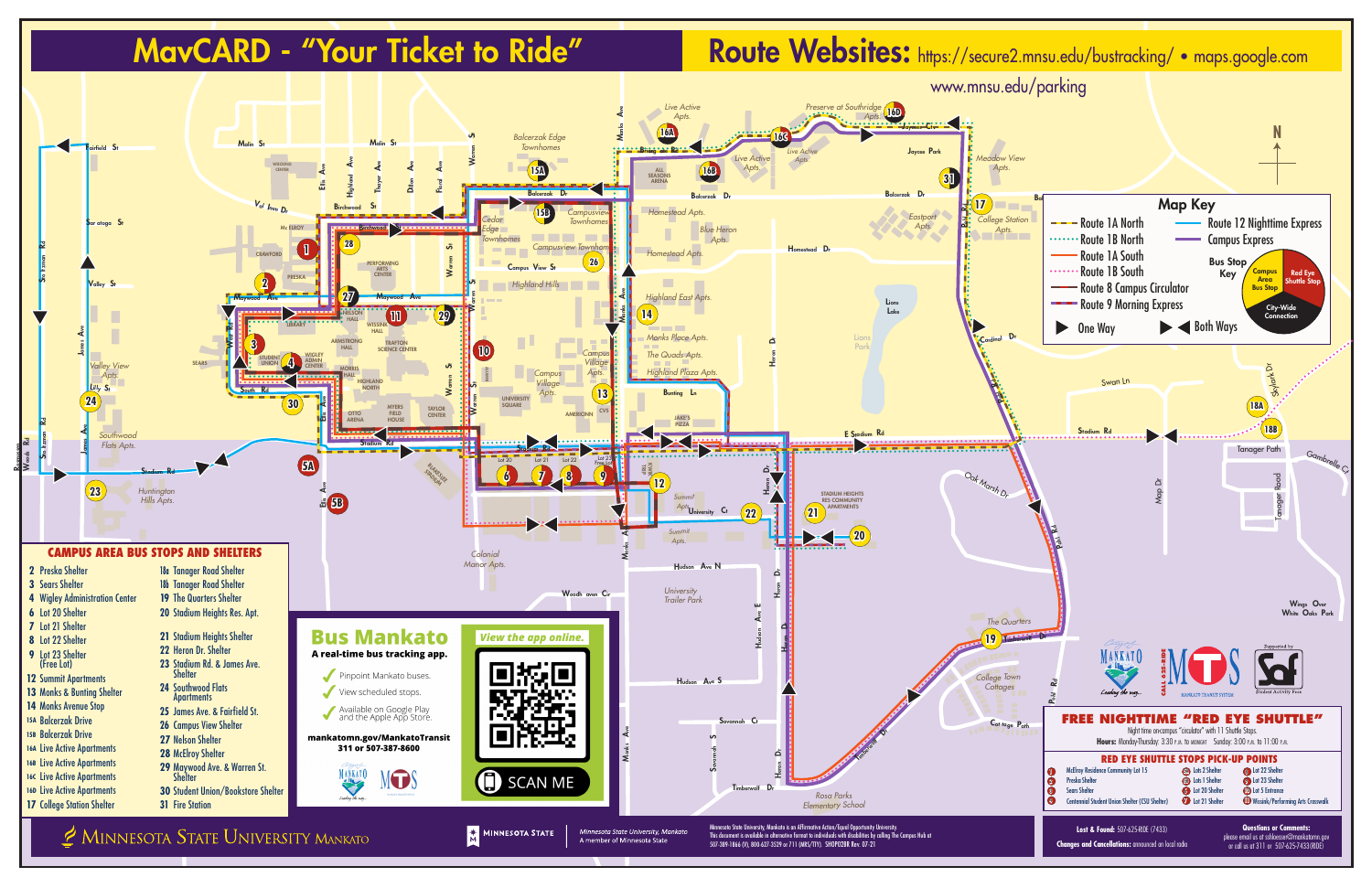# MavCARD - "Your Ticket to Ride"

# Route Websites: https://secure2.mnsu.edu/bustracking/ • maps.google.com

www.mnsu.edu/parking

## Map Key

- Route 1A North
- Route 1B North
- Route 1A South
- Route 1B South
- Route 8 Campus Circulator
- Route 9 Morning Express
- Route 12 Nighttime Express
- Campus Express
- One Way
- Both Ways

Bus Stop Key: Campus Area Bus Stop; Red Eye Shuttle Stop; City-Wide Connection

## CAMPUS AREA BUS STOPS AND SHELTERS

- 2 Preska Shelter
- 3 Sears Shelter
- 4 Wigley Administration Center
- 6 Lot 20 Shelter
- 7 Lot 21 Shelter
- 8 Lot 22 Shelter
- 9 Lot 23 Shelter (Free Lot)
- 12 Summit Apartments
- 13 Monks & Bunting Shelter
- 14 Monks Avenue Stop
- 15A Balcerzak Drive
- 15B Balcerzak Drive
- 16A Live Active Apartments
- 16B Live Active Apartments
- 16C Live Active Apartments
- 16D Live Active Apartments
- 17 College Station Shelter
- 18A Tanager Road Shelter
- 18B Tanager Road Shelter
- 19 The Quarters Shelter
- 20 Stadium Heights Res. Apt.
- 21 Stadium Heights Shelter
- 22 Heron Dr. Shelter
- 23 Stadium Rd. & James Ave. Shelter
- 24 Southwood Flats Apartments
- 25 James Ave. & Fairfield St.
- 26 Campus View Shelter
- 27 Nelson Shelter
- 28 McElroy Shelter
- 29 Maywood Ave. & Warren St. Shelter
- 30 Student Union/Bookstore Shelter
- 31 Fire Station

## Bus Mankato

A real-time bus tracking app.

- Pinpoint Mankato buses.
- View scheduled stops.
- Available on Google Play and the Apple App Store.

mankatomn.gov/MankatoTransit
311 or 507-387-8600

*View the app online.*

SCAN ME

## FREE NIGHTTIME "RED EYE SHUTTLE"

Nighttime oncampus "circulator" with 11 Shuttle Stops.

Hours: Monday-Thursday: 3:30 P.M. to MIDNIGHT Sunday: 3:00 P.M. to 11:00 P.M.

### RED EYE SHUTTLE STOPS PICK-UP POINTS

- McElroy Residence Community Lot 15
- Preska Shelter
- Sears Shelter
- Centennial Student Union Shelter (CSU Shelter)
- Lot 2 Shelter
- Lot 1 Shelter
- Lot 20 Shelter
- Lot 21 Shelter
- Lot 22 Shelter
- Lot 23 Shelter
- Lot 5 Entrance
- Wissink/Performing Arts Crosswalk

CALL 625-RIDE

Supported by Student Activity Fee

Minnesota State University Mankato

Minnesota State University, Mankato — A member of Minnesota State

Minnesota State University, Mankato is an Affirmative Action/Equal Opportunity University. This document is available in alternative format to individuals with disabilities by calling The Campus Hub at 507-389-1866 (V), 800-627-3529 or 711 (MRS/TTY). SHOP02BR Rev. 07-21

**Lost & Found:** 507-625-RIDE (7433)

**Changes and Cancellations:** announced on local radio

**Questions or Comments:** please email us at sdblessen@mankatomn.gov or call us at 311 or 507-625-7433(RIDE)